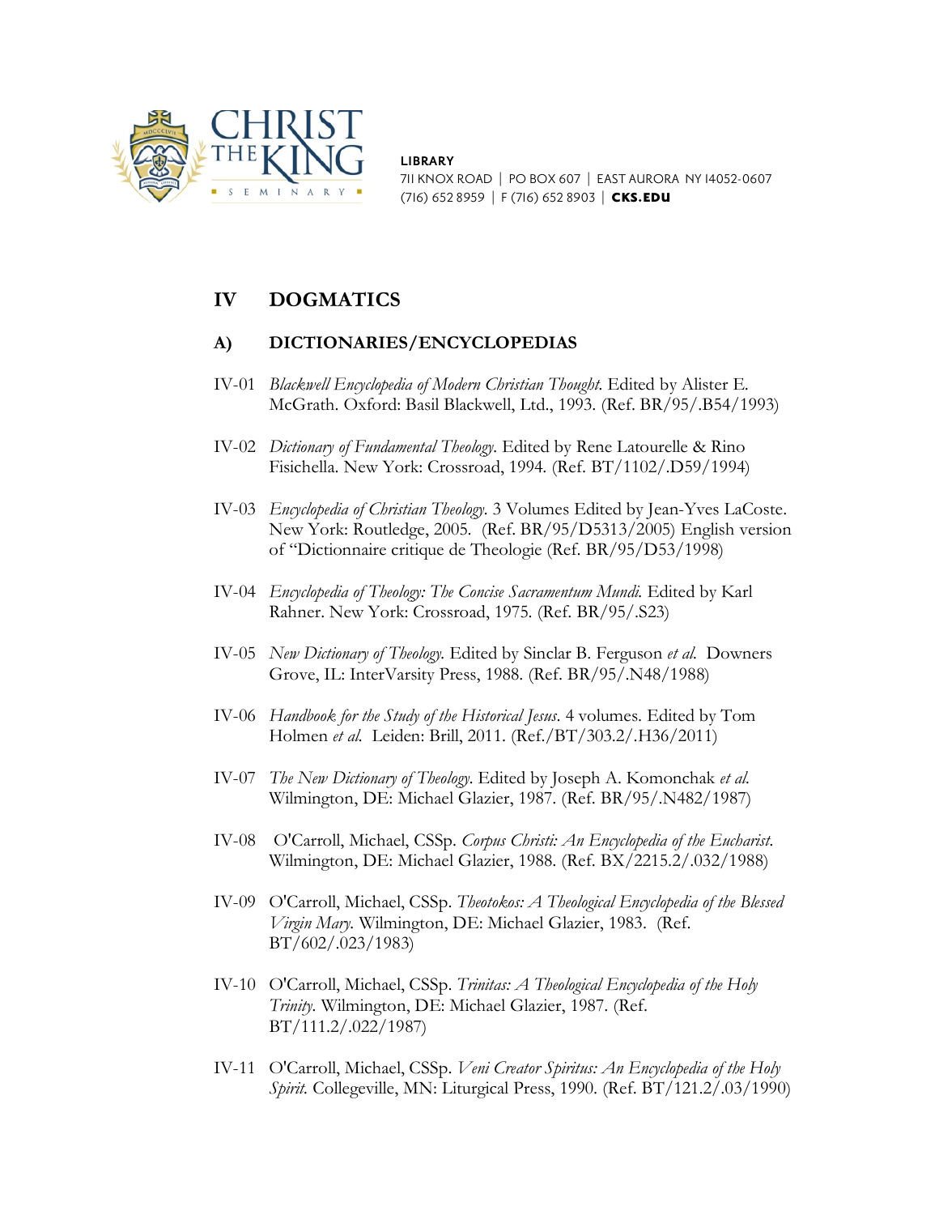LIBRARY
711 KNOX ROAD | PO BOX 607 | EAST AURORA NY 14052-0607
(716) 652 8959 | F (716) 652 8903 | **CKS.EDU**

# IV DOGMATICS

## A) DICTIONARIES/ENCYCLOPEDIAS

IV-01 *Blackwell Encyclopedia of Modern Christian Thought.* Edited by Alister E. McGrath. Oxford: Basil Blackwell, Ltd., 1993. (Ref. BR/95/.B54/1993)

IV-02 *Dictionary of Fundamental Theology.* Edited by Rene Latourelle & Rino Fisichella. New York: Crossroad, 1994. (Ref. BT/1102/.D59/1994)

IV-03 *Encyclopedia of Christian Theology.* 3 Volumes Edited by Jean-Yves LaCoste. New York: Routledge, 2005. (Ref. BR/95/D5313/2005) English version of "Dictionnaire critique de Theologie (Ref. BR/95/D53/1998)

IV-04 *Encyclopedia of Theology: The Concise Sacramentum Mundi.* Edited by Karl Rahner. New York: Crossroad, 1975. (Ref. BR/95/.S23)

IV-05 *New Dictionary of Theology.* Edited by Sinclar B. Ferguson *et al.* Downers Grove, IL: InterVarsity Press, 1988. (Ref. BR/95/.N48/1988)

IV-06 *Handbook for the Study of the Historical Jesus.* 4 volumes. Edited by Tom Holmen *et al.* Leiden: Brill, 2011. (Ref./BT/303.2/.H36/2011)

IV-07 *The New Dictionary of Theology.* Edited by Joseph A. Komonchak *et al.* Wilmington, DE: Michael Glazier, 1987. (Ref. BR/95/.N482/1987)

IV-08 O'Carroll, Michael, CSSp. *Corpus Christi: An Encyclopedia of the Eucharist.* Wilmington, DE: Michael Glazier, 1988. (Ref. BX/2215.2/.032/1988)

IV-09 O'Carroll, Michael, CSSp. *Theotokos: A Theological Encyclopedia of the Blessed Virgin Mary.* Wilmington, DE: Michael Glazier, 1983. (Ref. BT/602/.023/1983)

IV-10 O'Carroll, Michael, CSSp. *Trinitas: A Theological Encyclopedia of the Holy Trinity.* Wilmington, DE: Michael Glazier, 1987. (Ref. BT/111.2/.022/1987)

IV-11 O'Carroll, Michael, CSSp. *Veni Creator Spiritus: An Encyclopedia of the Holy Spirit.* Collegeville, MN: Liturgical Press, 1990. (Ref. BT/121.2/.03/1990)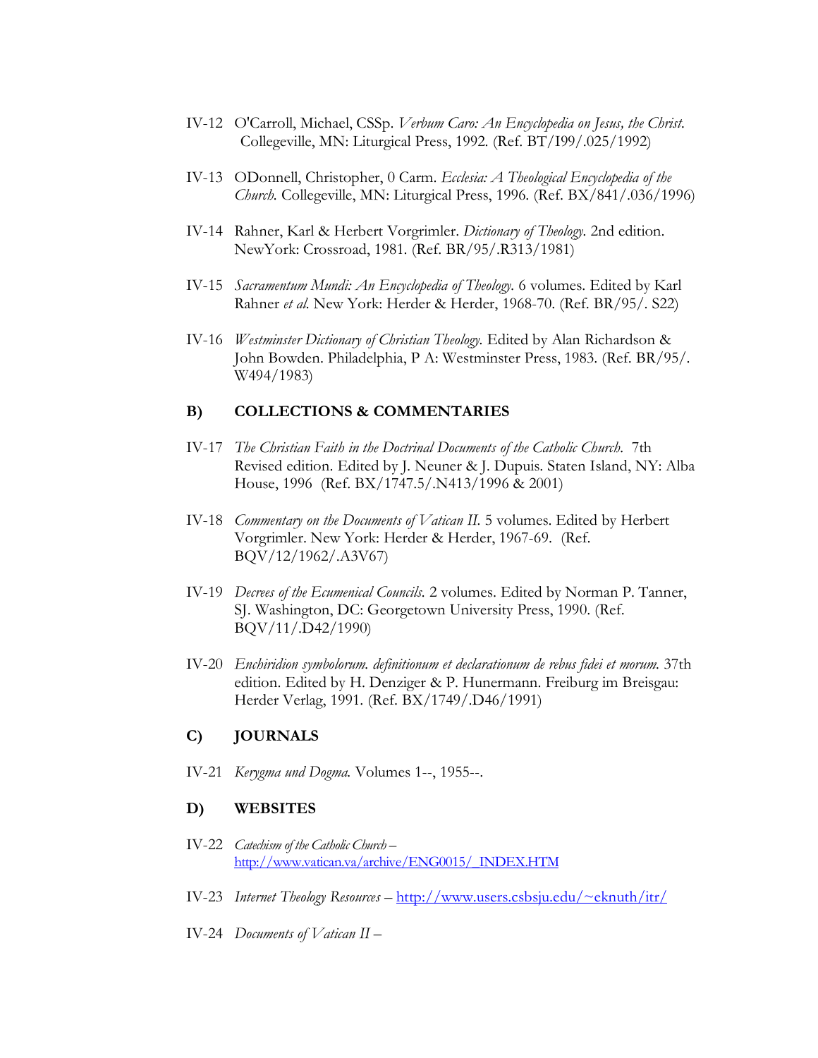IV-12 O'Carroll, Michael, CSSp. *Verbum Caro: An Encyclopedia on Jesus, the Christ.* Collegeville, MN: Liturgical Press, 1992. (Ref. BT/I99/.025/1992)

IV-13 ODonnell, Christopher, 0 Carm. *Ecclesia: A Theological Encyclopedia of the Church.* Collegeville, MN: Liturgical Press, 1996. (Ref. BX/841/.036/1996)

IV-14 Rahner, Karl & Herbert Vorgrimler. *Dictionary of Theology.* 2nd edition. NewYork: Crossroad, 1981. (Ref. BR/95/.R313/1981)

IV-15 *Sacramentum Mundi: An Encyclopedia of Theology.* 6 volumes. Edited by Karl Rahner *et al.* New York: Herder & Herder, 1968-70. (Ref. BR/95/. S22)

IV-16 *Westminster Dictionary of Christian Theology.* Edited by Alan Richardson & John Bowden. Philadelphia, P A: Westminster Press, 1983. (Ref. BR/95/. W494/1983)

## B) COLLECTIONS & COMMENTARIES

IV-17 *The Christian Faith in the Doctrinal Documents of the Catholic Church.* 7th Revised edition. Edited by J. Neuner & J. Dupuis. Staten Island, NY: Alba House, 1996 (Ref. BX/1747.5/.N413/1996 & 2001)

IV-18 *Commentary on the Documents of Vatican II.* 5 volumes. Edited by Herbert Vorgrimler. New York: Herder & Herder, 1967-69. (Ref. BQV/12/1962/.A3V67)

IV-19 *Decrees of the Ecumenical Councils.* 2 volumes. Edited by Norman P. Tanner, SJ. Washington, DC: Georgetown University Press, 1990. (Ref. BQV/11/.D42/1990)

IV-20 *Enchiridion symbolorum. definitionum et declarationum de rebus fidei et morum.* 37th edition. Edited by H. Denziger & P. Hunermann. Freiburg im Breisgau: Herder Verlag, 1991. (Ref. BX/1749/.D46/1991)

## C) JOURNALS

IV-21 *Kerygma und Dogma.* Volumes 1--, 1955--.

## D) WEBSITES

IV-22 *Catechism of the Catholic Church* – http://www.vatican.va/archive/ENG0015/_INDEX.HTM

IV-23 *Internet Theology Resources* – http://www.users.csbsju.edu/~eknuth/itr/

IV-24 *Documents of Vatican II* –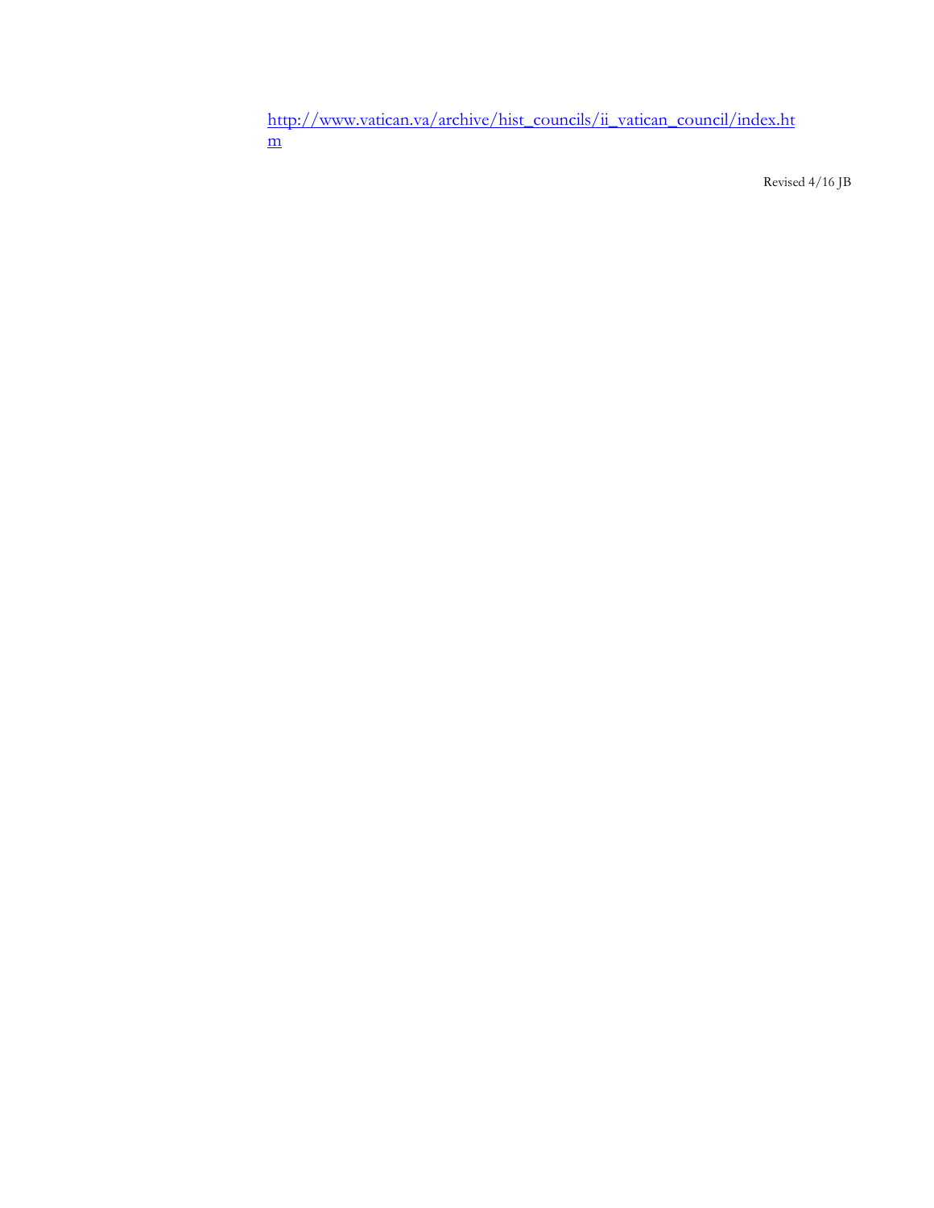http://www.vatican.va/archive/hist_councils/ii_vatican_council/index.htm

Revised 4/16 JB